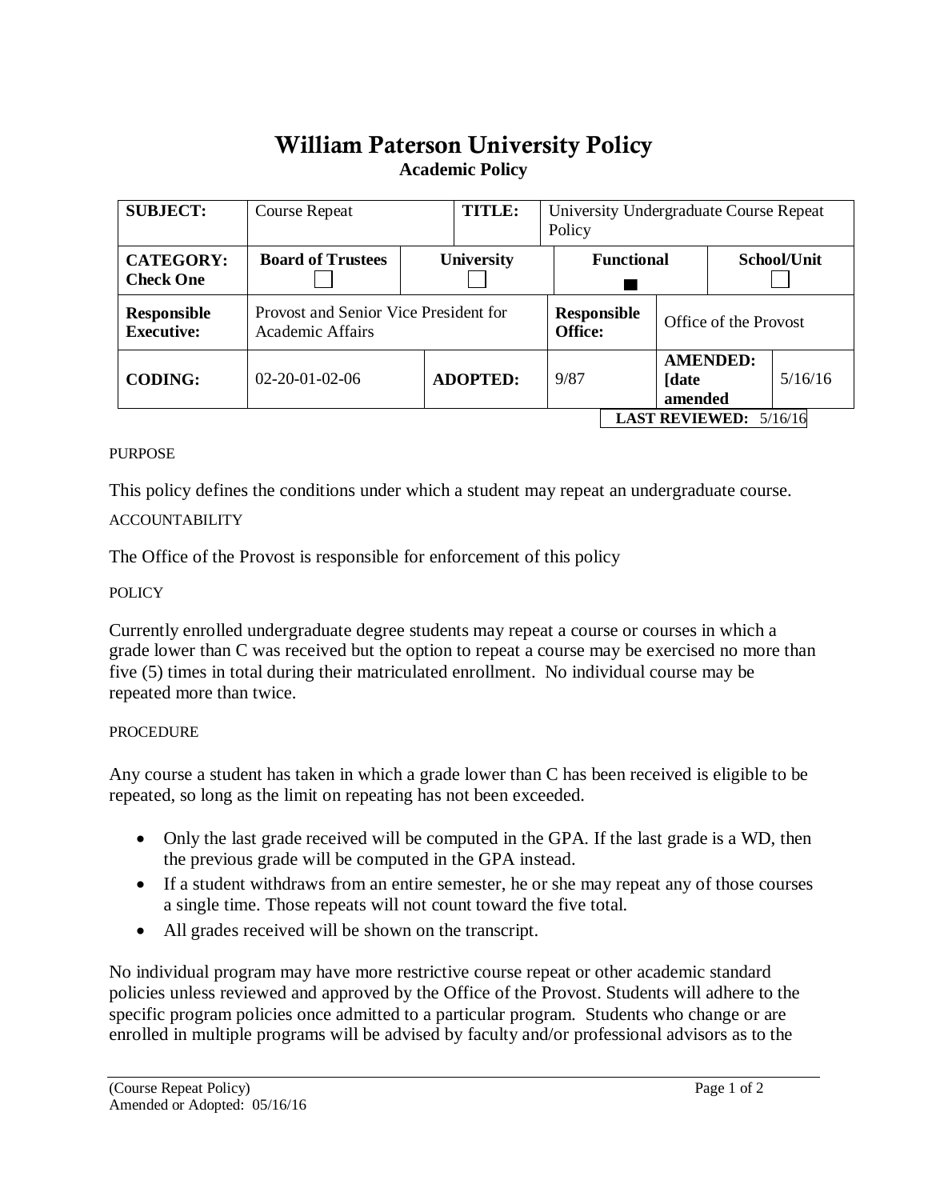# William Paterson University Policy

**Academic Policy**

| **SUBJECT:** | Course Repeat | | **TITLE:** | University Undergraduate Course Repeat Policy | | |
|---|---|---|---|---|---|---|
| **CATEGORY: Check One** | **Board of Trustees** ☐ | **University** ☐ | | **Functional** ■ | | **School/Unit** ☐ |
| **Responsible Executive:** | Provost and Senior Vice President for Academic Affairs | | | **Responsible Office:** | Office of the Provost | |
| **CODING:** | 02-20-01-02-06 | **ADOPTED:** | | 9/87 | **AMENDED: [date amended** | 5/16/16 |

**LAST REVIEWED:** 5/16/16

PURPOSE

This policy defines the conditions under which a student may repeat an undergraduate course.

ACCOUNTABILITY

The Office of the Provost is responsible for enforcement of this policy

POLICY

Currently enrolled undergraduate degree students may repeat a course or courses in which a grade lower than C was received but the option to repeat a course may be exercised no more than five (5) times in total during their matriculated enrollment. No individual course may be repeated more than twice.

PROCEDURE

Any course a student has taken in which a grade lower than C has been received is eligible to be repeated, so long as the limit on repeating has not been exceeded.

- Only the last grade received will be computed in the GPA. If the last grade is a WD, then the previous grade will be computed in the GPA instead.
- If a student withdraws from an entire semester, he or she may repeat any of those courses a single time. Those repeats will not count toward the five total.
- All grades received will be shown on the transcript.

No individual program may have more restrictive course repeat or other academic standard policies unless reviewed and approved by the Office of the Provost. Students will adhere to the specific program policies once admitted to a particular program. Students who change or are enrolled in multiple programs will be advised by faculty and/or professional advisors as to the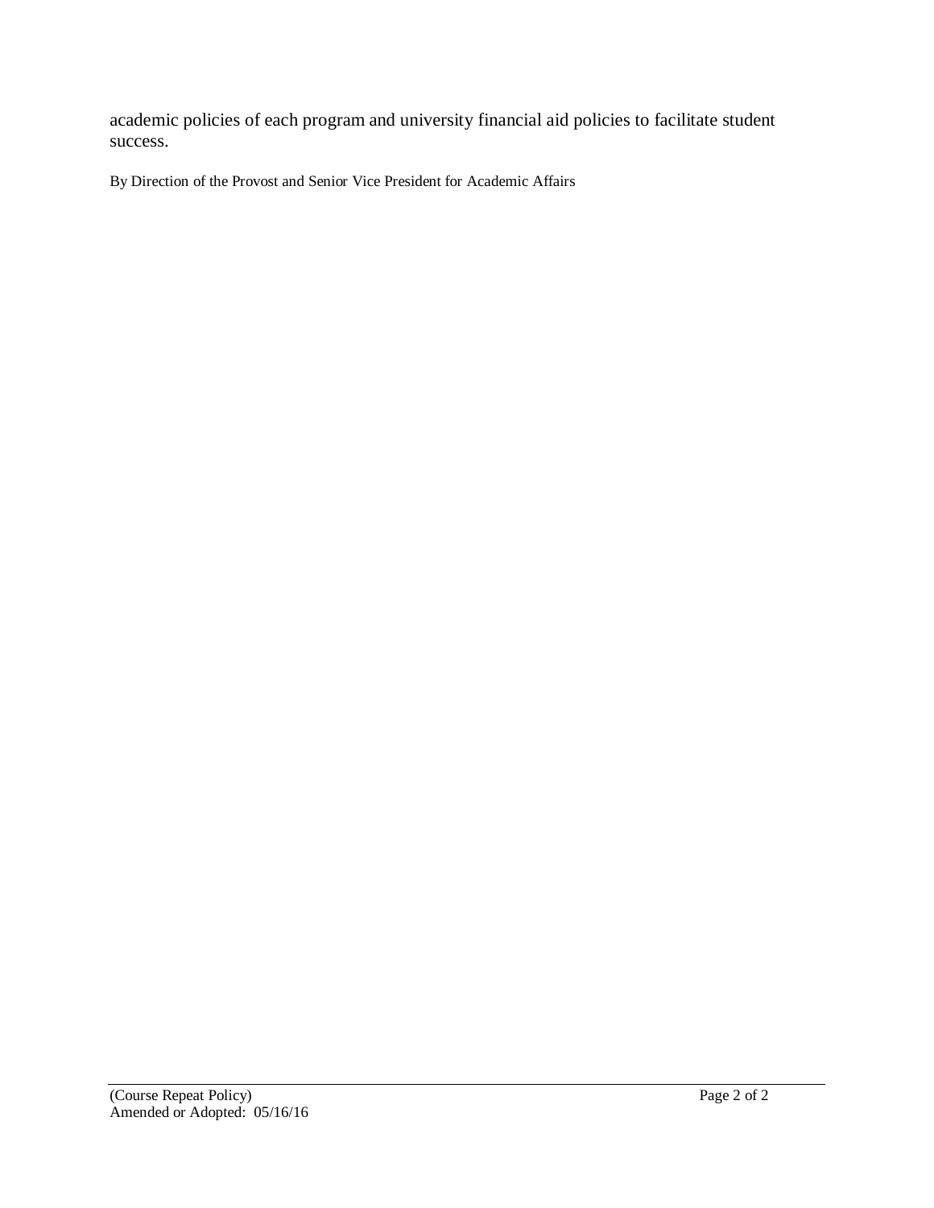academic policies of each program and university financial aid policies to facilitate student success.

By Direction of the Provost and Senior Vice President for Academic Affairs